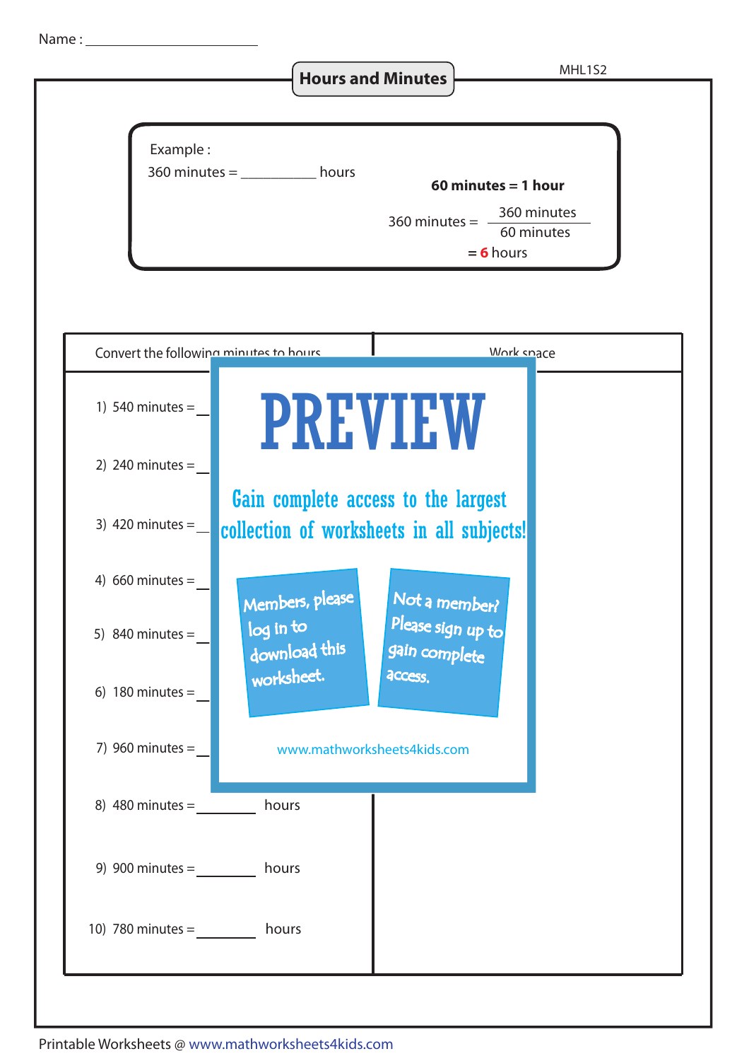Name : _______________________

# Hours and Minutes

MHL1S2

Example :

360 minutes = __________ hours

**60 minutes = 1 hour**

$$360 \text{ minutes} = \frac{360 \text{ minutes}}{60 \text{ minutes}}$$

= 6 hours

| Convert the following minutes to hours | Work space |
|---|---|
| 1) 540 minutes = ________ hours | |
| 2) 240 minutes = ________ hours | |
| 3) 420 minutes = ________ hours | |
| 4) 660 minutes = ________ hours | |
| 5) 840 minutes = ________ hours | |
| 6) 180 minutes = ________ hours | |
| 7) 960 minutes = ________ hours | |
| 8) 480 minutes = ________ hours | |
| 9) 900 minutes = ________ hours | |
| 10) 780 minutes = ________ hours | |

PREVIEW

Gain complete access to the largest collection of worksheets in all subjects!

Members, please log in to download this worksheet.

Not a member? Please sign up to gain complete access.

www.mathworksheets4kids.com

Printable Worksheets @ www.mathworksheets4kids.com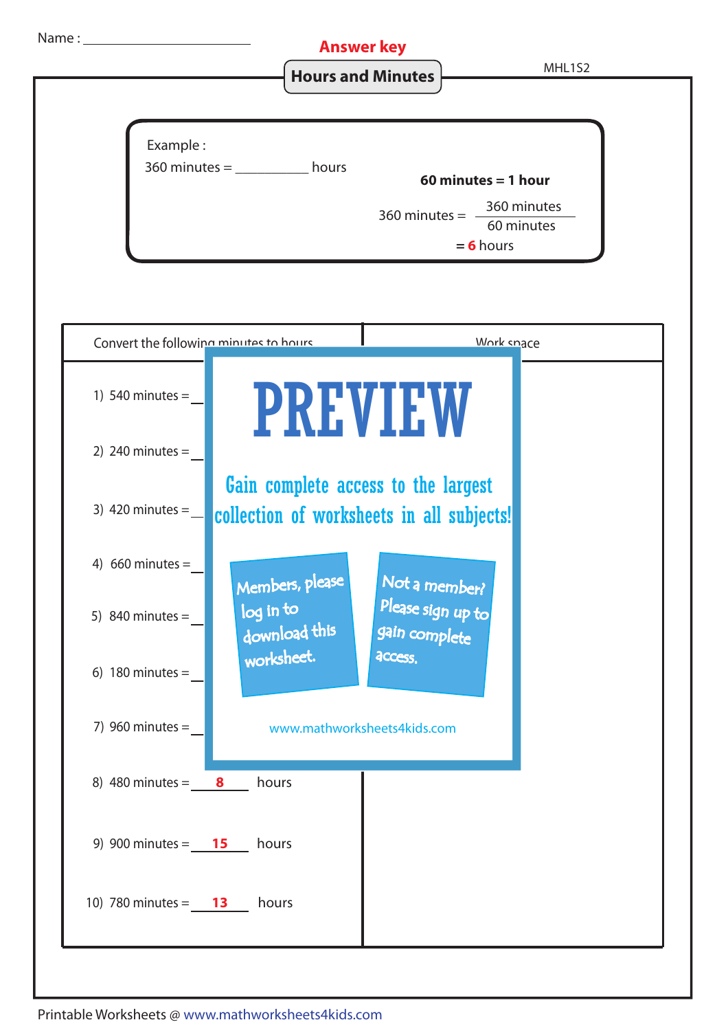Name : _______________

**Answer key**

# Hours and Minutes

MHL1S2

Example :

360 minutes = __________ hours

**60 minutes = 1 hour**

$$360 \text{ minutes} = \frac{360 \text{ minutes}}{60 \text{ minutes}}$$

= **6** hours

| Convert the following minutes to hours | Work space |
|---|---|
| 1) 540 minutes = | |
| 2) 240 minutes = | |
| 3) 420 minutes = | |
| 4) 660 minutes = | |
| 5) 840 minutes = | |
| 6) 180 minutes = | |
| 7) 960 minutes = | |
| 8) 480 minutes = **8** hours | |
| 9) 900 minutes = **15** hours | |
| 10) 780 minutes = **13** hours | |

PREVIEW

Gain complete access to the largest collection of worksheets in all subjects!

Members, please log in to download this worksheet.

Not a member? Please sign up to gain complete access.

www.mathworksheets4kids.com

Printable Worksheets @ www.mathworksheets4kids.com